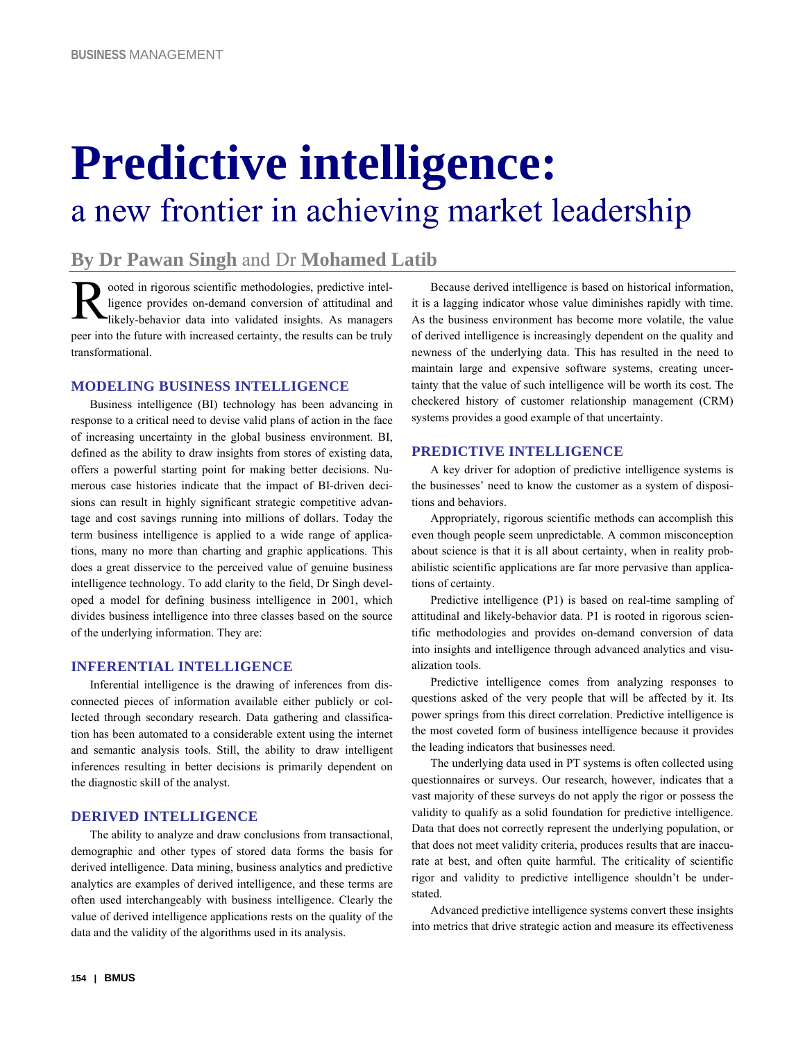# Predictive intelligence:

## a new frontier in achieving market leadership

**By Dr Pawan Singh and Dr Mohamed Latib**

Rooted in rigorous scientific methodologies, predictive intelligence provides on-demand conversion of attitudinal and likely-behavior data into validated insights. As managers peer into the future with increased certainty, the results can be truly transformational.

### MODELING BUSINESS INTELLIGENCE

Business intelligence (BI) technology has been advancing in response to a critical need to devise valid plans of action in the face of increasing uncertainty in the global business environment. BI, defined as the ability to draw insights from stores of existing data, offers a powerful starting point for making better decisions. Numerous case histories indicate that the impact of BI-driven decisions can result in highly significant strategic competitive advantage and cost savings running into millions of dollars. Today the term business intelligence is applied to a wide range of applications, many no more than charting and graphic applications. This does a great disservice to the perceived value of genuine business intelligence technology. To add clarity to the field, Dr Singh developed a model for defining business intelligence in 2001, which divides business intelligence into three classes based on the source of the underlying information. They are:

### INFERENTIAL INTELLIGENCE

Inferential intelligence is the drawing of inferences from disconnected pieces of information available either publicly or collected through secondary research. Data gathering and classification has been automated to a considerable extent using the internet and semantic analysis tools. Still, the ability to draw intelligent inferences resulting in better decisions is primarily dependent on the diagnostic skill of the analyst.

### DERIVED INTELLIGENCE

The ability to analyze and draw conclusions from transactional, demographic and other types of stored data forms the basis for derived intelligence. Data mining, business analytics and predictive analytics are examples of derived intelligence, and these terms are often used interchangeably with business intelligence. Clearly the value of derived intelligence applications rests on the quality of the data and the validity of the algorithms used in its analysis.

Because derived intelligence is based on historical information, it is a lagging indicator whose value diminishes rapidly with time. As the business environment has become more volatile, the value of derived intelligence is increasingly dependent on the quality and newness of the underlying data. This has resulted in the need to maintain large and expensive software systems, creating uncertainty that the value of such intelligence will be worth its cost. The checkered history of customer relationship management (CRM) systems provides a good example of that uncertainty.

### PREDICTIVE INTELLIGENCE

A key driver for adoption of predictive intelligence systems is the businesses' need to know the customer as a system of dispositions and behaviors.

Appropriately, rigorous scientific methods can accomplish this even though people seem unpredictable. A common misconception about science is that it is all about certainty, when in reality probabilistic scientific applications are far more pervasive than applications of certainty.

Predictive intelligence (P1) is based on real-time sampling of attitudinal and likely-behavior data. P1 is rooted in rigorous scientific methodologies and provides on-demand conversion of data into insights and intelligence through advanced analytics and visualization tools.

Predictive intelligence comes from analyzing responses to questions asked of the very people that will be affected by it. Its power springs from this direct correlation. Predictive intelligence is the most coveted form of business intelligence because it provides the leading indicators that businesses need.

The underlying data used in PT systems is often collected using questionnaires or surveys. Our research, however, indicates that a vast majority of these surveys do not apply the rigor or possess the validity to qualify as a solid foundation for predictive intelligence. Data that does not correctly represent the underlying population, or that does not meet validity criteria, produces results that are inaccurate at best, and often quite harmful. The criticality of scientific rigor and validity to predictive intelligence shouldn't be understated.

Advanced predictive intelligence systems convert these insights into metrics that drive strategic action and measure its effectiveness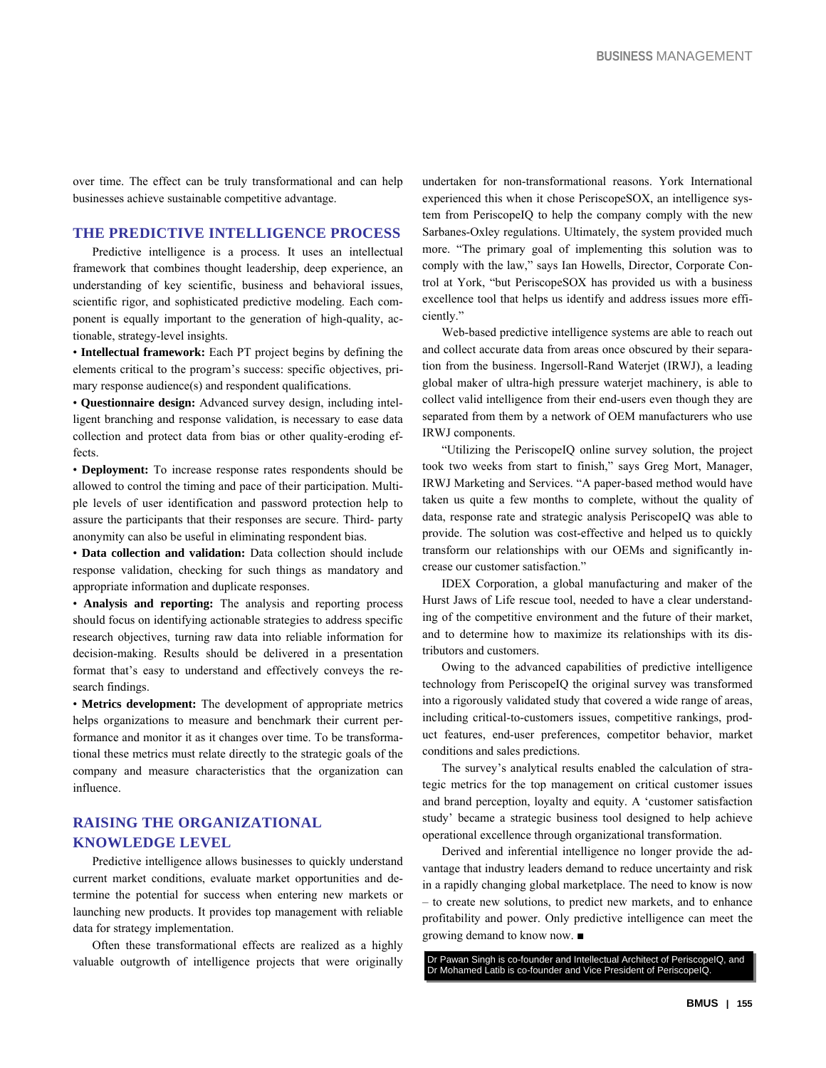over time. The effect can be truly transformational and can help businesses achieve sustainable competitive advantage.

## THE PREDICTIVE INTELLIGENCE PROCESS

Predictive intelligence is a process. It uses an intellectual framework that combines thought leadership, deep experience, an understanding of key scientific, business and behavioral issues, scientific rigor, and sophisticated predictive modeling. Each component is equally important to the generation of high-quality, actionable, strategy-level insights.

• **Intellectual framework:** Each PT project begins by defining the elements critical to the program's success: specific objectives, primary response audience(s) and respondent qualifications.

• **Questionnaire design:** Advanced survey design, including intelligent branching and response validation, is necessary to ease data collection and protect data from bias or other quality-eroding effects.

• **Deployment:** To increase response rates respondents should be allowed to control the timing and pace of their participation. Multiple levels of user identification and password protection help to assure the participants that their responses are secure. Third- party anonymity can also be useful in eliminating respondent bias.

• **Data collection and validation:** Data collection should include response validation, checking for such things as mandatory and appropriate information and duplicate responses.

• **Analysis and reporting:** The analysis and reporting process should focus on identifying actionable strategies to address specific research objectives, turning raw data into reliable information for decision-making. Results should be delivered in a presentation format that's easy to understand and effectively conveys the research findings.

• **Metrics development:** The development of appropriate metrics helps organizations to measure and benchmark their current performance and monitor it as it changes over time. To be transformational these metrics must relate directly to the strategic goals of the company and measure characteristics that the organization can influence.

## RAISING THE ORGANIZATIONAL KNOWLEDGE LEVEL

Predictive intelligence allows businesses to quickly understand current market conditions, evaluate market opportunities and determine the potential for success when entering new markets or launching new products. It provides top management with reliable data for strategy implementation.

Often these transformational effects are realized as a highly valuable outgrowth of intelligence projects that were originally undertaken for non-transformational reasons. York International experienced this when it chose PeriscopeSOX, an intelligence system from PeriscopeIQ to help the company comply with the new Sarbanes-Oxley regulations. Ultimately, the system provided much more. "The primary goal of implementing this solution was to comply with the law," says Ian Howells, Director, Corporate Control at York, "but PeriscopeSOX has provided us with a business excellence tool that helps us identify and address issues more efficiently."

Web-based predictive intelligence systems are able to reach out and collect accurate data from areas once obscured by their separation from the business. Ingersoll-Rand Waterjet (IRWJ), a leading global maker of ultra-high pressure waterjet machinery, is able to collect valid intelligence from their end-users even though they are separated from them by a network of OEM manufacturers who use IRWJ components.

"Utilizing the PeriscopeIQ online survey solution, the project took two weeks from start to finish," says Greg Mort, Manager, IRWJ Marketing and Services. "A paper-based method would have taken us quite a few months to complete, without the quality of data, response rate and strategic analysis PeriscopeIQ was able to provide. The solution was cost-effective and helped us to quickly transform our relationships with our OEMs and significantly increase our customer satisfaction."

IDEX Corporation, a global manufacturing and maker of the Hurst Jaws of Life rescue tool, needed to have a clear understanding of the competitive environment and the future of their market, and to determine how to maximize its relationships with its distributors and customers.

Owing to the advanced capabilities of predictive intelligence technology from PeriscopeIQ the original survey was transformed into a rigorously validated study that covered a wide range of areas, including critical-to-customers issues, competitive rankings, product features, end-user preferences, competitor behavior, market conditions and sales predictions.

The survey's analytical results enabled the calculation of strategic metrics for the top management on critical customer issues and brand perception, loyalty and equity. A 'customer satisfaction study' became a strategic business tool designed to help achieve operational excellence through organizational transformation.

Derived and inferential intelligence no longer provide the advantage that industry leaders demand to reduce uncertainty and risk in a rapidly changing global marketplace. The need to know is now – to create new solutions, to predict new markets, and to enhance profitability and power. Only predictive intelligence can meet the growing demand to know now. ■

Dr Pawan Singh is co-founder and Intellectual Architect of PeriscopeIQ, and Dr Mohamed Latib is co-founder and Vice President of PeriscopeIQ.